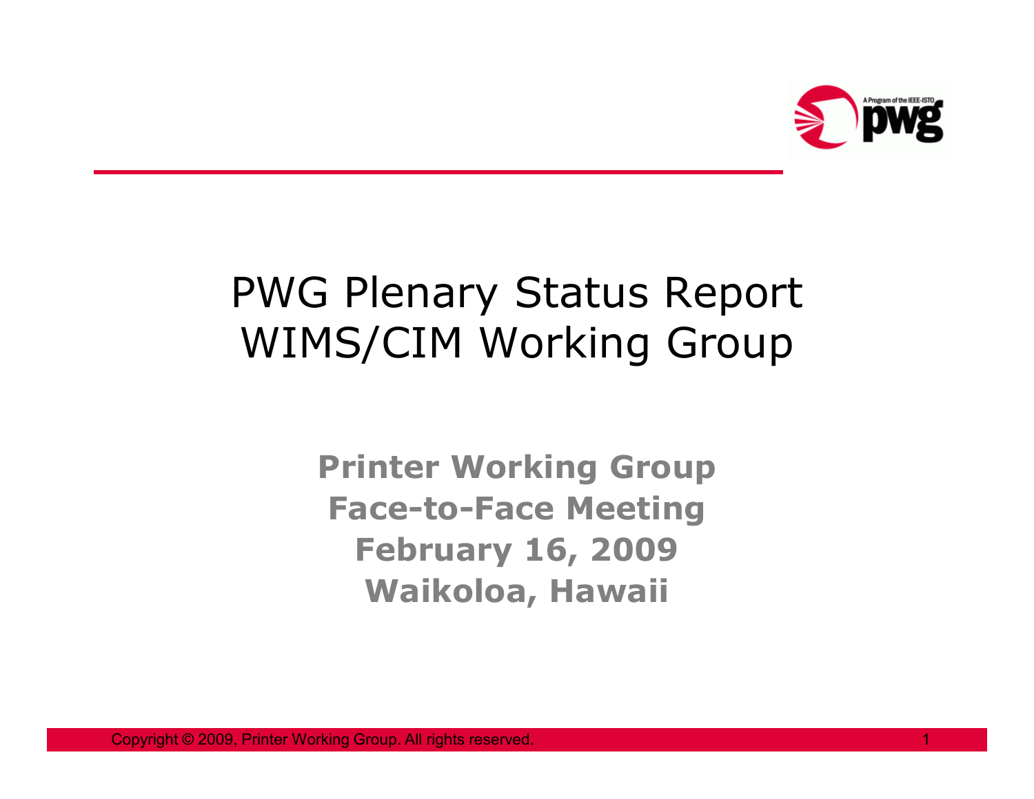# PWG Plenary Status Report
# WIMS/CIM Working Group

**Printer Working Group**
**Face-to-Face Meeting**
**February 16, 2009**
**Waikoloa, Hawaii**

Copyright © 2009, Printer Working Group. All rights reserved.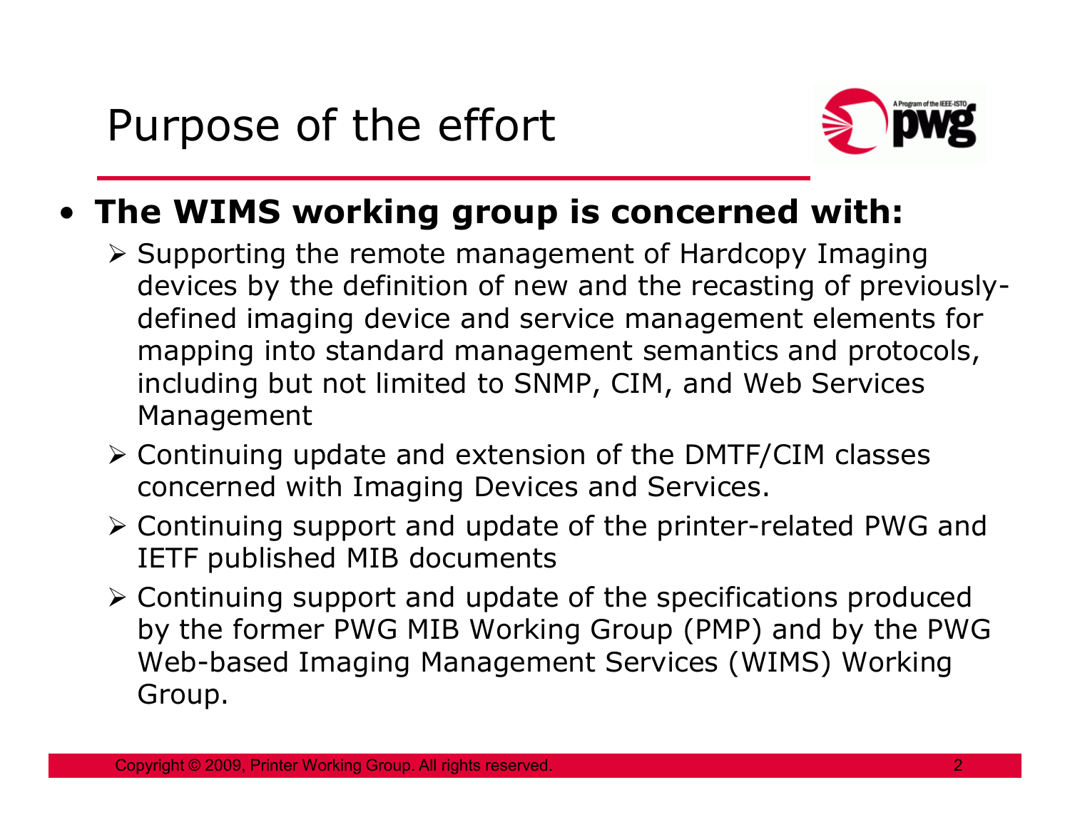# Purpose of the effort

- **The WIMS working group is concerned with:**
  - Supporting the remote management of Hardcopy Imaging devices by the definition of new and the recasting of previously-defined imaging device and service management elements for mapping into standard management semantics and protocols, including but not limited to SNMP, CIM, and Web Services Management
  - Continuing update and extension of the DMTF/CIM classes concerned with Imaging Devices and Services.
  - Continuing support and update of the printer-related PWG and IETF published MIB documents
  - Continuing support and update of the specifications produced by the former PWG MIB Working Group (PMP) and by the PWG Web-based Imaging Management Services (WIMS) Working Group.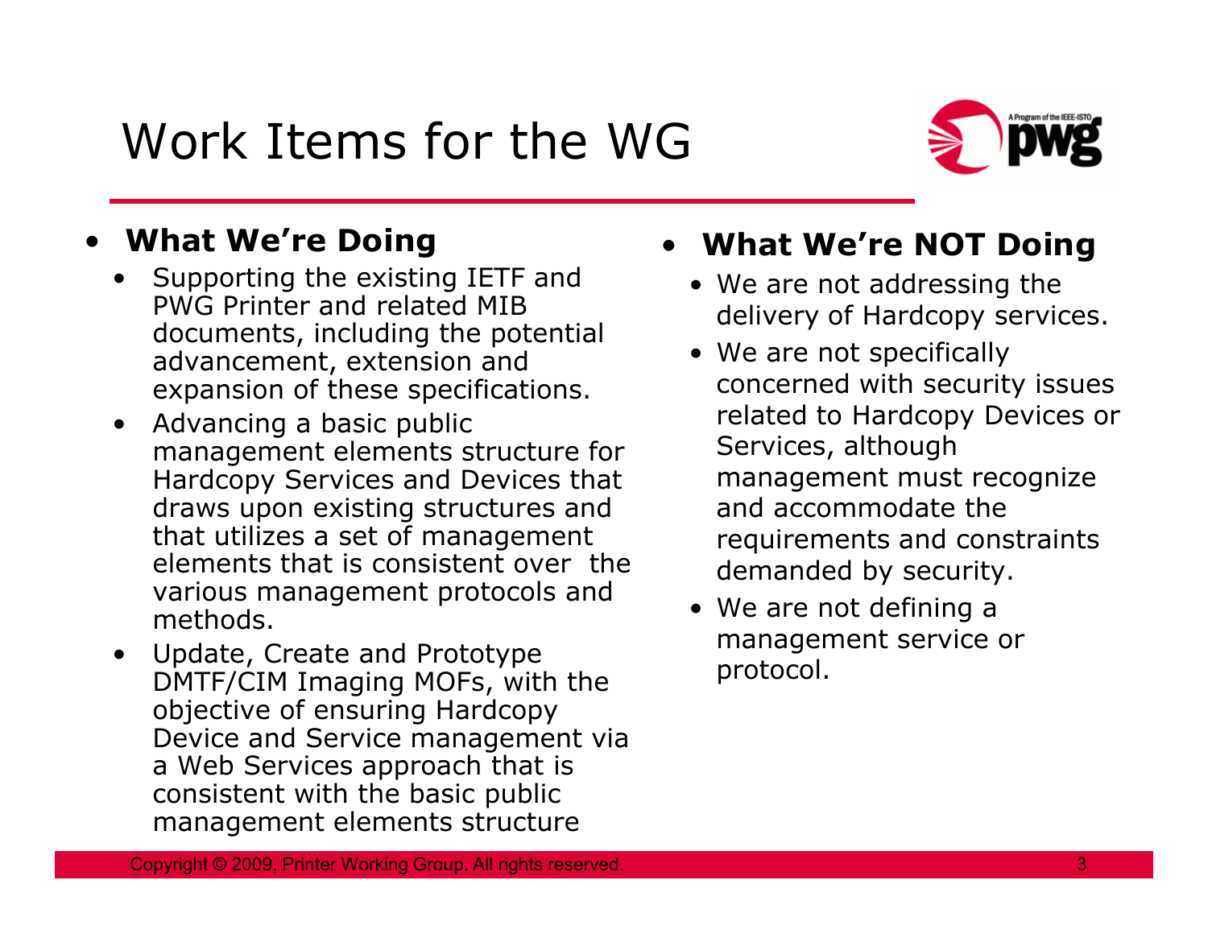# Work Items for the WG

- **What We're Doing**
  - Supporting the existing IETF and PWG Printer and related MIB documents, including the potential advancement, extension and expansion of these specifications.
  - Advancing a basic public management elements structure for Hardcopy Services and Devices that draws upon existing structures and that utilizes a set of management elements that is consistent over the various management protocols and methods.
  - Update, Create and Prototype DMTF/CIM Imaging MOFs, with the objective of ensuring Hardcopy Device and Service management via a Web Services approach that is consistent with the basic public management elements structure

- **What We're NOT Doing**
  - We are not addressing the delivery of Hardcopy services.
  - We are not specifically concerned with security issues related to Hardcopy Devices or Services, although management must recognize and accommodate the requirements and constraints demanded by security.
  - We are not defining a management service or protocol.

Copyright © 2009, Printer Working Group. All rights reserved.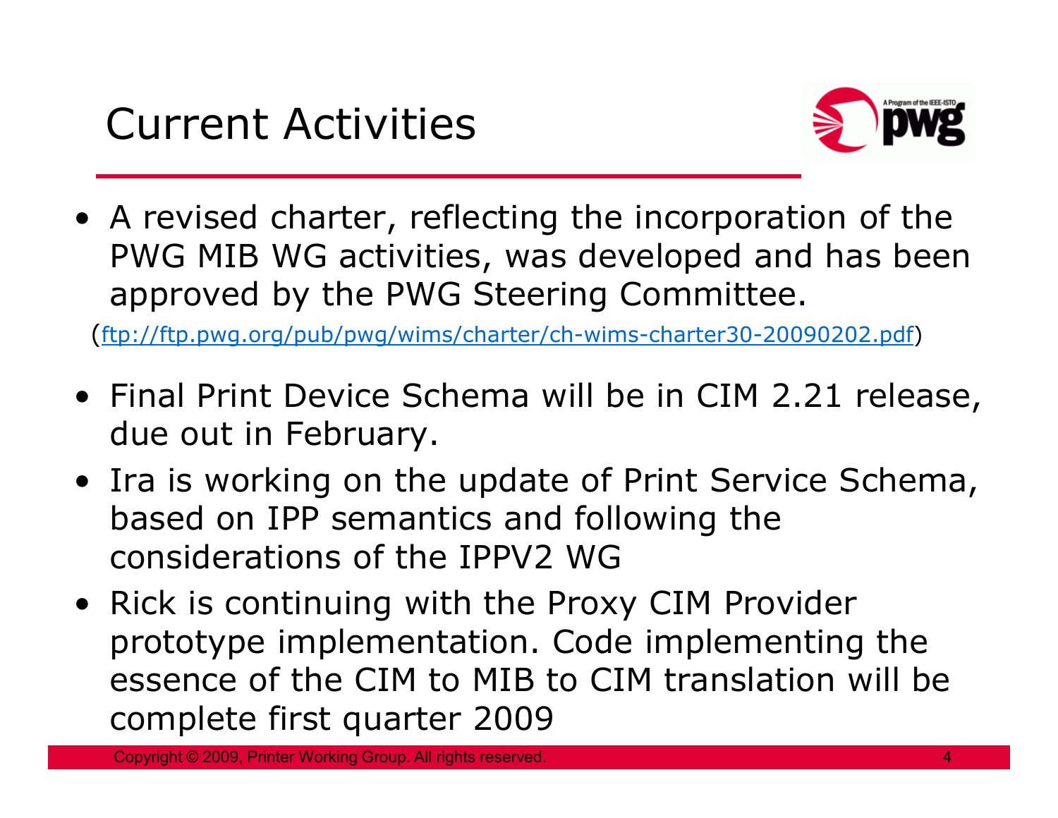# Current Activities

- A revised charter, reflecting the incorporation of the PWG MIB WG activities, was developed and has been approved by the PWG Steering Committee.

  (ftp://ftp.pwg.org/pub/pwg/wims/charter/ch-wims-charter30-20090202.pdf)

- Final Print Device Schema will be in CIM 2.21 release, due out in February.
- Ira is working on the update of Print Service Schema, based on IPP semantics and following the considerations of the IPPV2 WG
- Rick is continuing with the Proxy CIM Provider prototype implementation. Code implementing the essence of the CIM to MIB to CIM translation will be complete first quarter 2009

Copyright © 2009, Printer Working Group. All rights reserved.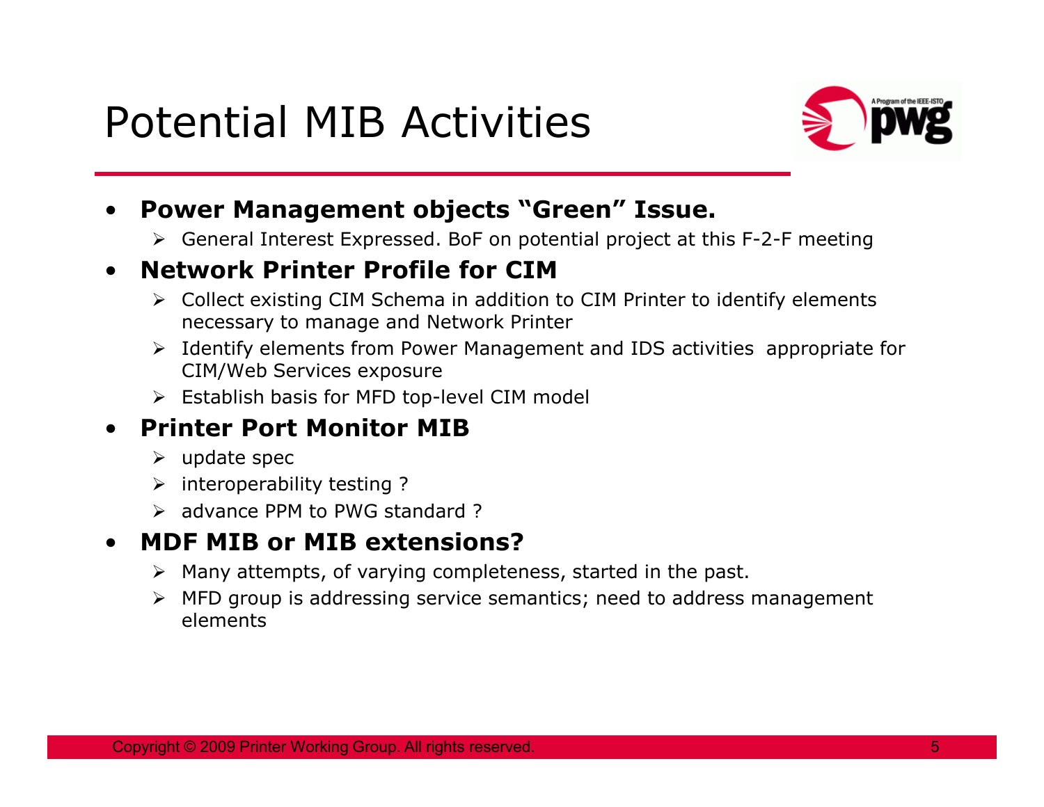# Potential MIB Activities

- **Power Management objects "Green" Issue.**
  - General Interest Expressed. BoF on potential project at this F-2-F meeting
- **Network Printer Profile for CIM**
  - Collect existing CIM Schema in addition to CIM Printer to identify elements necessary to manage and Network Printer
  - Identify elements from Power Management and IDS activities appropriate for CIM/Web Services exposure
  - Establish basis for MFD top-level CIM model
- **Printer Port Monitor MIB**
  - update spec
  - interoperability testing ?
  - advance PPM to PWG standard ?
- **MDF MIB or MIB extensions?**
  - Many attempts, of varying completeness, started in the past.
  - MFD group is addressing service semantics; need to address management elements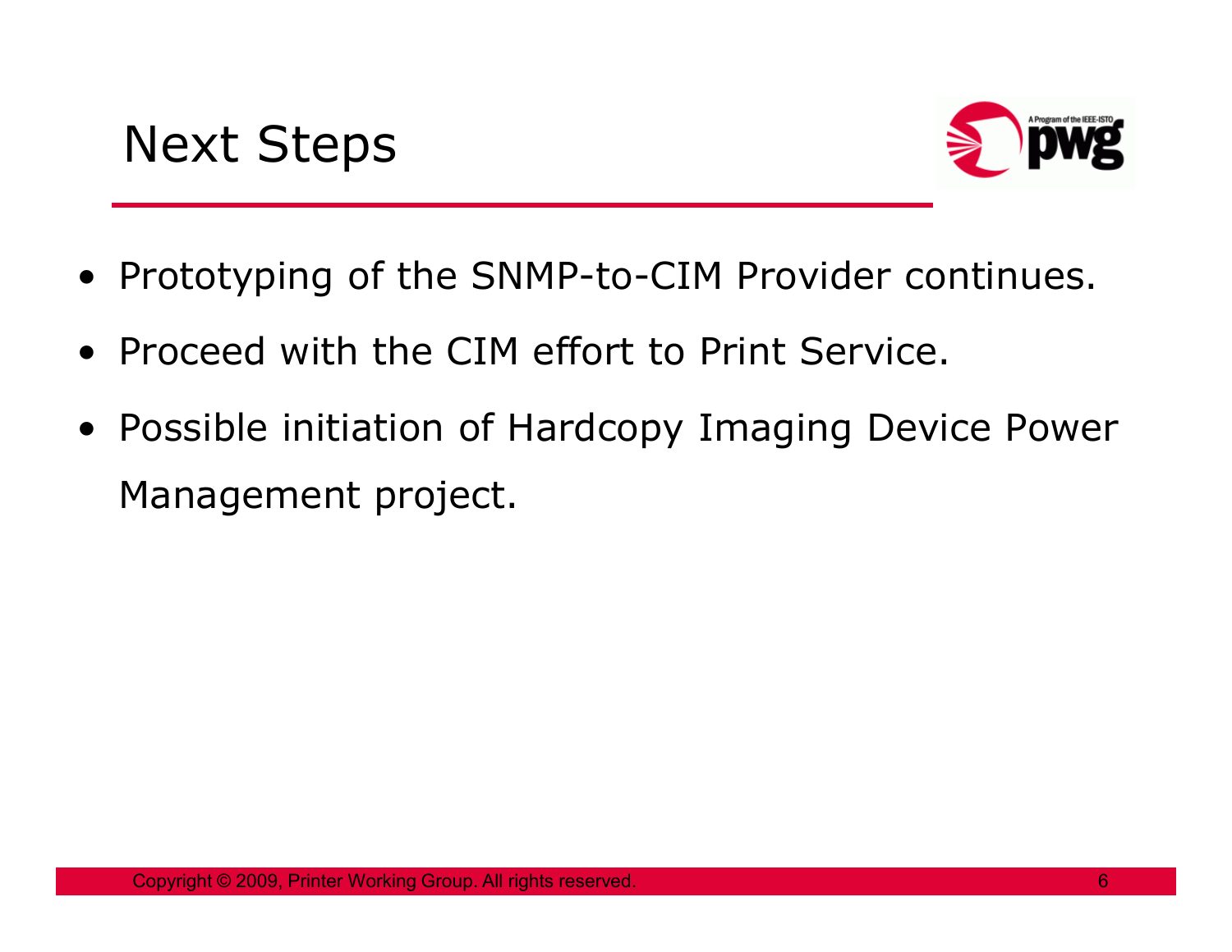# Next Steps

- Prototyping of the SNMP-to-CIM Provider continues.
- Proceed with the CIM effort to Print Service.
- Possible initiation of Hardcopy Imaging Device Power Management project.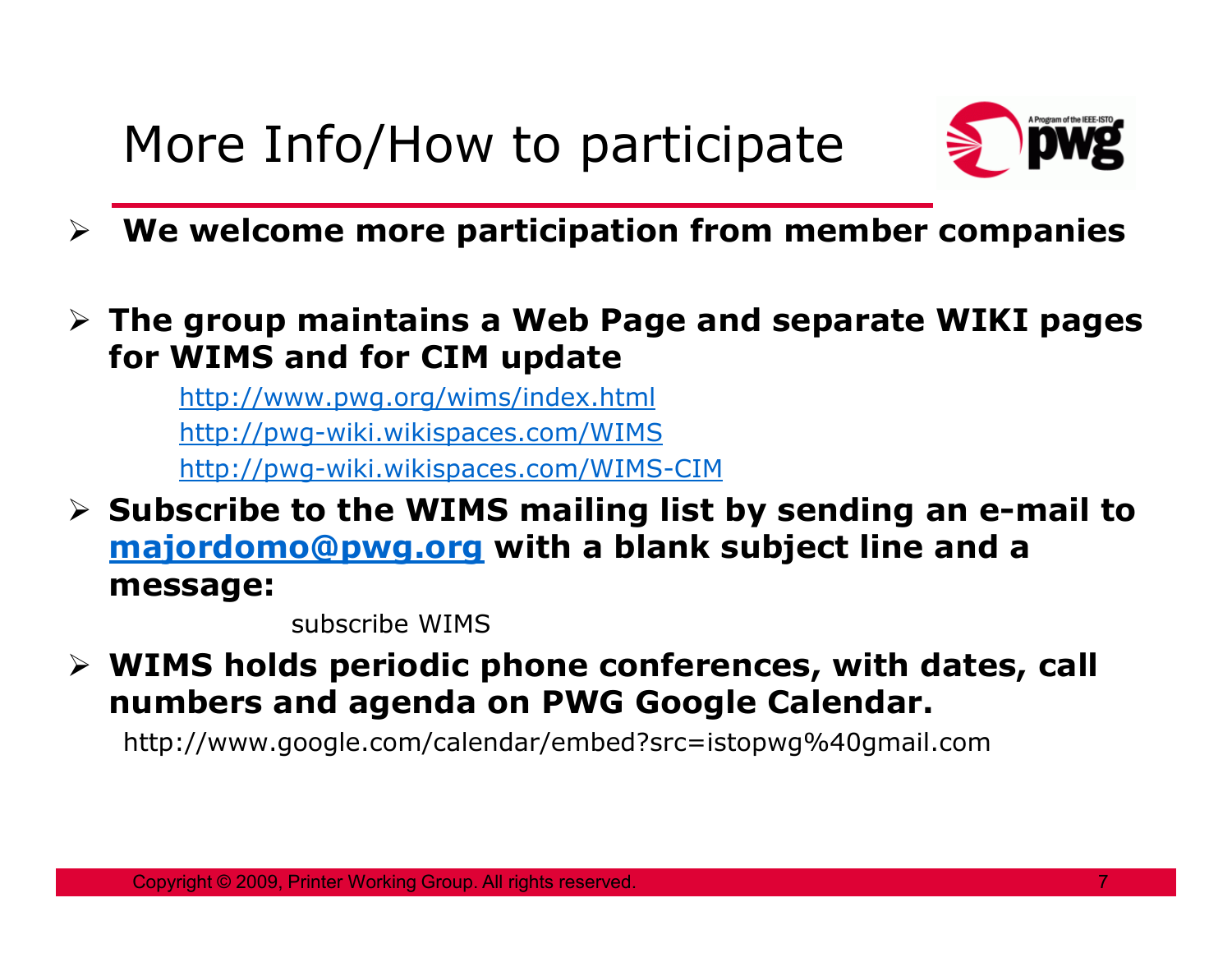# More Info/How to participate

- **We welcome more participation from member companies**
- **The group maintains a Web Page and separate WIKI pages for WIMS and for CIM update**

  http://www.pwg.org/wims/index.html

  http://pwg-wiki.wikispaces.com/WIMS

  http://pwg-wiki.wikispaces.com/WIMS-CIM

- **Subscribe to the WIMS mailing list by sending an e-mail to majordomo@pwg.org with a blank subject line and a message:**

  subscribe WIMS

- **WIMS holds periodic phone conferences, with dates, call numbers and agenda on PWG Google Calendar.**

  http://www.google.com/calendar/embed?src=istopwg%40gmail.com

Copyright © 2009, Printer Working Group. All rights reserved.